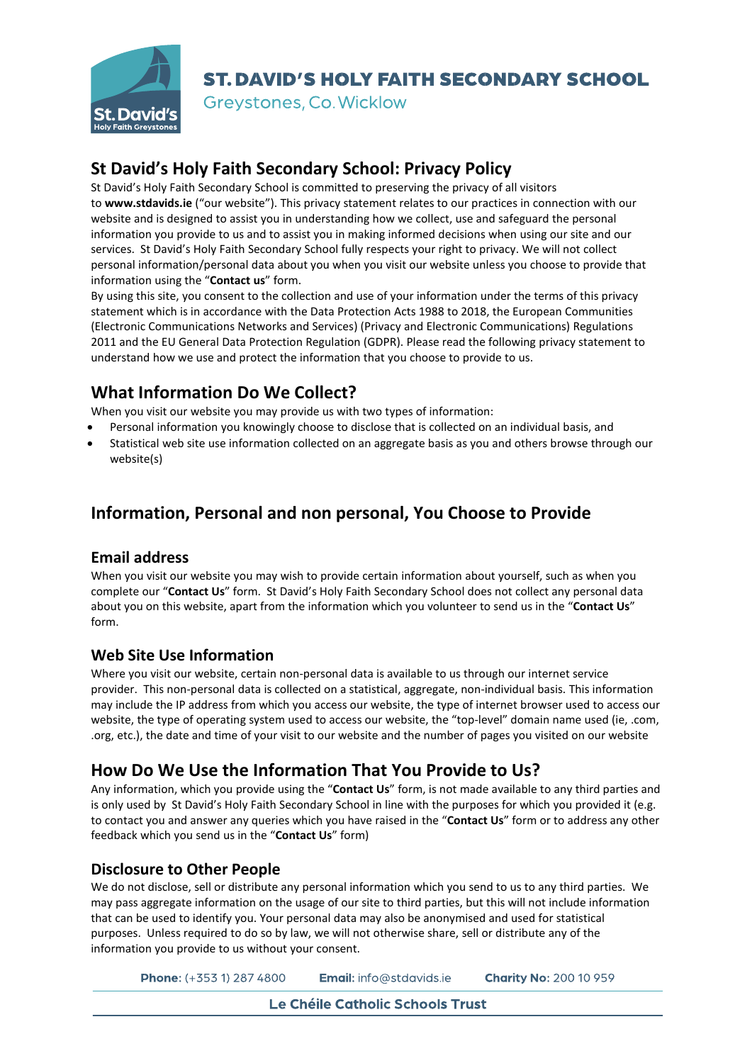# ST. DAVID'S HOLY FAITH SECONDARY SCHOOL

Greystones, Co. Wicklow

## St David's Holy Faith Secondary School: Privacy Policy

St David's Holy Faith Secondary School is committed to preserving the privacy of all visitors to **www.stdavids.ie** ("our website"). This privacy statement relates to our practices in connection with our website and is designed to assist you in understanding how we collect, use and safeguard the personal information you provide to us and to assist you in making informed decisions when using our site and our services. St David's Holy Faith Secondary School fully respects your right to privacy. We will not collect personal information/personal data about you when you visit our website unless you choose to provide that information using the "**Contact us**" form.

By using this site, you consent to the collection and use of your information under the terms of this privacy statement which is in accordance with the Data Protection Acts 1988 to 2018, the European Communities (Electronic Communications Networks and Services) (Privacy and Electronic Communications) Regulations 2011 and the EU General Data Protection Regulation (GDPR). Please read the following privacy statement to understand how we use and protect the information that you choose to provide to us.

## What Information Do We Collect?

When you visit our website you may provide us with two types of information:

- Personal information you knowingly choose to disclose that is collected on an individual basis, and
- Statistical web site use information collected on an aggregate basis as you and others browse through our website(s)

## Information, Personal and non personal, You Choose to Provide

### Email address

When you visit our website you may wish to provide certain information about yourself, such as when you complete our "**Contact Us**" form. St David's Holy Faith Secondary School does not collect any personal data about you on this website, apart from the information which you volunteer to send us in the "**Contact Us**" form.

### Web Site Use Information

Where you visit our website, certain non-personal data is available to us through our internet service provider. This non-personal data is collected on a statistical, aggregate, non-individual basis. This information may include the IP address from which you access our website, the type of internet browser used to access our website, the type of operating system used to access our website, the "top-level" domain name used (ie, .com, .org, etc.), the date and time of your visit to our website and the number of pages you visited on our website

## How Do We Use the Information That You Provide to Us?

Any information, which you provide using the "**Contact Us**" form, is not made available to any third parties and is only used by St David's Holy Faith Secondary School in line with the purposes for which you provided it (e.g. to contact you and answer any queries which you have raised in the "**Contact Us**" form or to address any other feedback which you send us in the "**Contact Us**" form)

### Disclosure to Other People

We do not disclose, sell or distribute any personal information which you send to us to any third parties. We may pass aggregate information on the usage of our site to third parties, but this will not include information that can be used to identify you. Your personal data may also be anonymised and used for statistical purposes. Unless required to do so by law, we will not otherwise share, sell or distribute any of the information you provide to us without your consent.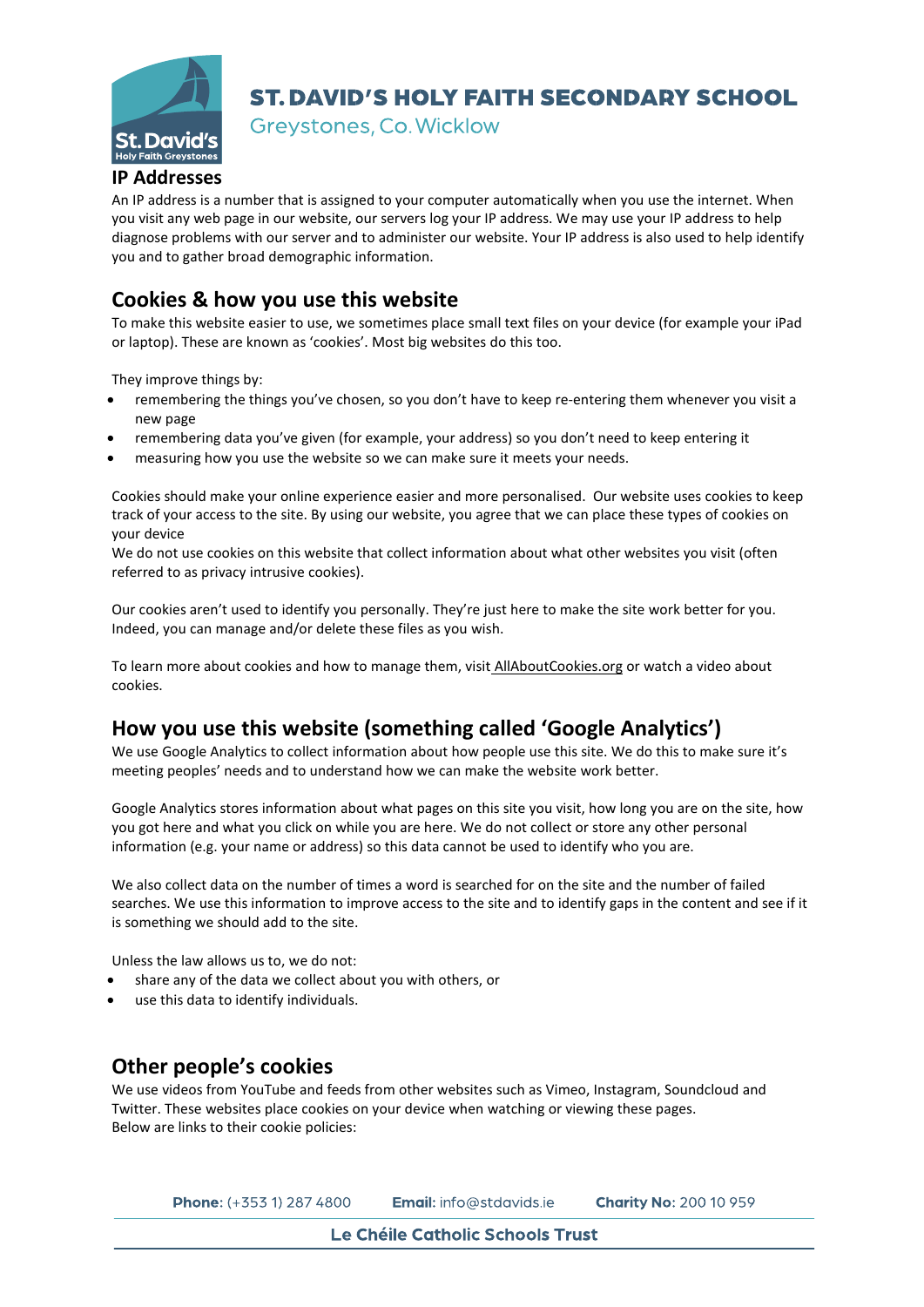## IP Addresses

An IP address is a number that is assigned to your computer automatically when you use the internet. When you visit any web page in our website, our servers log your IP address. We may use your IP address to help diagnose problems with our server and to administer our website. Your IP address is also used to help identify you and to gather broad demographic information.

## Cookies & how you use this website

To make this website easier to use, we sometimes place small text files on your device (for example your iPad or laptop). These are known as 'cookies'. Most big websites do this too.

They improve things by:

- remembering the things you've chosen, so you don't have to keep re-entering them whenever you visit a new page
- remembering data you've given (for example, your address) so you don't need to keep entering it
- measuring how you use the website so we can make sure it meets your needs.

Cookies should make your online experience easier and more personalised. Our website uses cookies to keep track of your access to the site. By using our website, you agree that we can place these types of cookies on your device
We do not use cookies on this website that collect information about what other websites you visit (often referred to as privacy intrusive cookies).

Our cookies aren't used to identify you personally. They're just here to make the site work better for you. Indeed, you can manage and/or delete these files as you wish.

To learn more about cookies and how to manage them, visit AllAboutCookies.org or watch a video about cookies.

## How you use this website (something called 'Google Analytics')

We use Google Analytics to collect information about how people use this site. We do this to make sure it's meeting peoples' needs and to understand how we can make the website work better.

Google Analytics stores information about what pages on this site you visit, how long you are on the site, how you got here and what you click on while you are here. We do not collect or store any other personal information (e.g. your name or address) so this data cannot be used to identify who you are.

We also collect data on the number of times a word is searched for on the site and the number of failed searches. We use this information to improve access to the site and to identify gaps in the content and see if it is something we should add to the site.

Unless the law allows us to, we do not:

- share any of the data we collect about you with others, or
- use this data to identify individuals.

## Other people's cookies

We use videos from YouTube and feeds from other websites such as Vimeo, Instagram, Soundcloud and Twitter. These websites place cookies on your device when watching or viewing these pages.
Below are links to their cookie policies: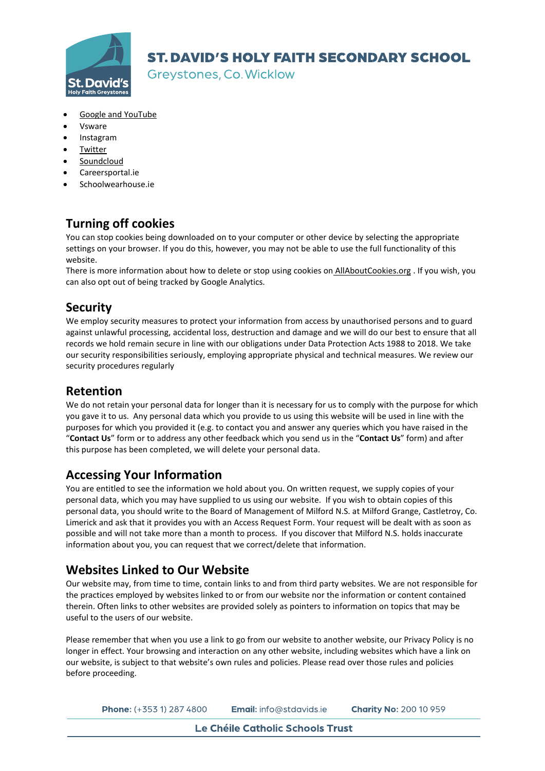- Google and YouTube
- Vsware
- Instagram
- Twitter
- Soundcloud
- Careersportal.ie
- Schoolwearhouse.ie

## Turning off cookies

You can stop cookies being downloaded on to your computer or other device by selecting the appropriate settings on your browser. If you do this, however, you may not be able to use the full functionality of this website.
There is more information about how to delete or stop using cookies on AllAboutCookies.org . If you wish, you can also opt out of being tracked by Google Analytics.

## Security

We employ security measures to protect your information from access by unauthorised persons and to guard against unlawful processing, accidental loss, destruction and damage and we will do our best to ensure that all records we hold remain secure in line with our obligations under Data Protection Acts 1988 to 2018. We take our security responsibilities seriously, employing appropriate physical and technical measures. We review our security procedures regularly

## Retention

We do not retain your personal data for longer than it is necessary for us to comply with the purpose for which you gave it to us. Any personal data which you provide to us using this website will be used in line with the purposes for which you provided it (e.g. to contact you and answer any queries which you have raised in the "**Contact Us**" form or to address any other feedback which you send us in the "**Contact Us**" form) and after this purpose has been completed, we will delete your personal data.

## Accessing Your Information

You are entitled to see the information we hold about you. On written request, we supply copies of your personal data, which you may have supplied to us using our website. If you wish to obtain copies of this personal data, you should write to the Board of Management of Milford N.S. at Milford Grange, Castletroy, Co. Limerick and ask that it provides you with an Access Request Form. Your request will be dealt with as soon as possible and will not take more than a month to process. If you discover that Milford N.S. holds inaccurate information about you, you can request that we correct/delete that information.

## Websites Linked to Our Website

Our website may, from time to time, contain links to and from third party websites. We are not responsible for the practices employed by websites linked to or from our website nor the information or content contained therein. Often links to other websites are provided solely as pointers to information on topics that may be useful to the users of our website.

Please remember that when you use a link to go from our website to another website, our Privacy Policy is no longer in effect. Your browsing and interaction on any other website, including websites which have a link on our website, is subject to that website's own rules and policies. Please read over those rules and policies before proceeding.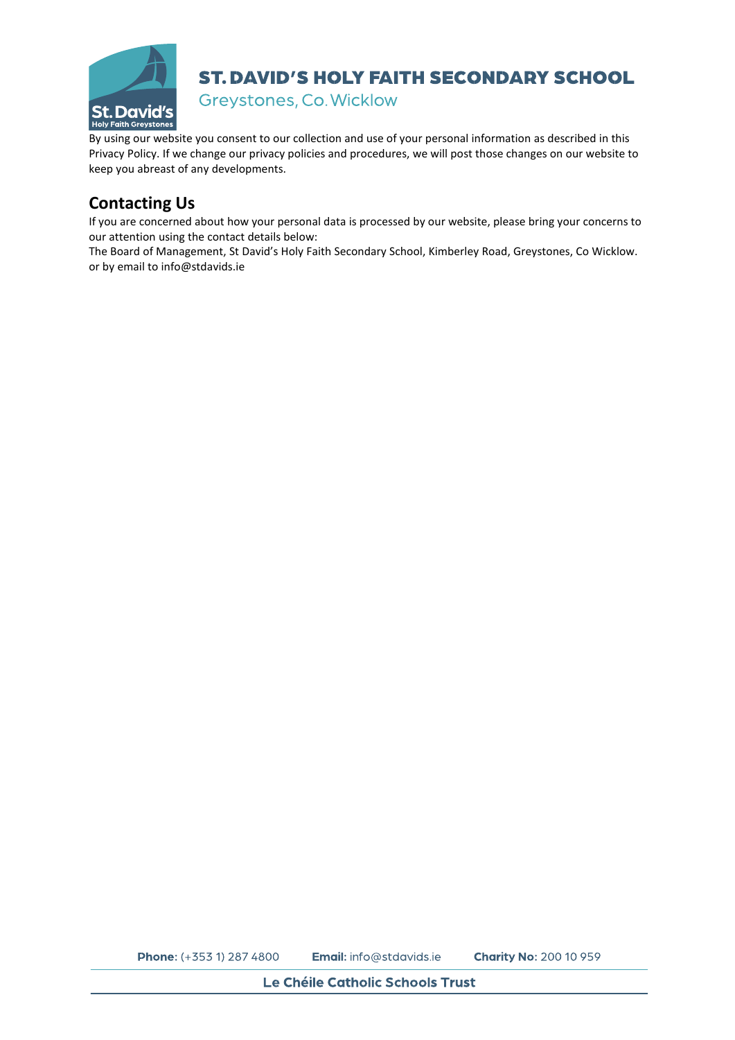By using our website you consent to our collection and use of your personal information as described in this Privacy Policy. If we change our privacy policies and procedures, we will post those changes on our website to keep you abreast of any developments.

## Contacting Us

If you are concerned about how your personal data is processed by our website, please bring your concerns to our attention using the contact details below:
The Board of Management, St David's Holy Faith Secondary School, Kimberley Road, Greystones, Co Wicklow. or by email to info@stdavids.ie